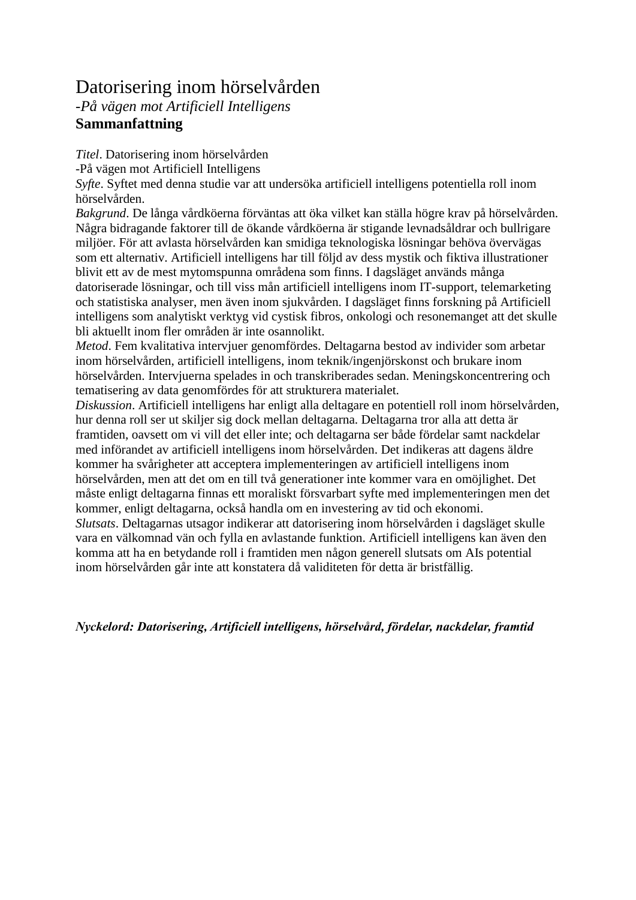# Datorisering inom hörselvården

*-På vägen mot Artificiell Intelligens*

## Sammanfattning

*Titel*. Datorisering inom hörselvården
-På vägen mot Artificiell Intelligens

*Syfte*. Syftet med denna studie var att undersöka artificiell intelligens potentiella roll inom hörselvården.

*Bakgrund*. De långa vårdköerna förväntas att öka vilket kan ställa högre krav på hörselvården. Några bidragande faktorer till de ökande vårdköerna är stigande levnadsåldrar och bullrigare miljöer. För att avlasta hörselvården kan smidiga teknologiska lösningar behöva övervägas som ett alternativ. Artificiell intelligens har till följd av dess mystik och fiktiva illustrationer blivit ett av de mest mytomspunna områdena som finns. I dagsläget används många datoriserade lösningar, och till viss mån artificiell intelligens inom IT-support, telemarketing och statistiska analyser, men även inom sjukvården. I dagsläget finns forskning på Artificiell intelligens som analytiskt verktyg vid cystisk fibros, onkologi och resonemanget att det skulle bli aktuellt inom fler områden är inte osannolikt.

*Metod*. Fem kvalitativa intervjuer genomfördes. Deltagarna bestod av individer som arbetar inom hörselvården, artificiell intelligens, inom teknik/ingenjörskonst och brukare inom hörselvården. Intervjuerna spelades in och transkriberades sedan. Meningskoncentrering och tematisering av data genomfördes för att strukturera materialet.

*Diskussion*. Artificiell intelligens har enligt alla deltagare en potentiell roll inom hörselvården, hur denna roll ser ut skiljer sig dock mellan deltagarna. Deltagarna tror alla att detta är framtiden, oavsett om vi vill det eller inte; och deltagarna ser både fördelar samt nackdelar med införandet av artificiell intelligens inom hörselvården. Det indikeras att dagens äldre kommer ha svårigheter att acceptera implementeringen av artificiell intelligens inom hörselvården, men att det om en till två generationer inte kommer vara en omöjlighet. Det måste enligt deltagarna finnas ett moraliskt försvarbart syfte med implementeringen men det kommer, enligt deltagarna, också handla om en investering av tid och ekonomi.

*Slutsats*. Deltagarnas utsagor indikerar att datorisering inom hörselvården i dagsläget skulle vara en välkomnad vän och fylla en avlastande funktion. Artificiell intelligens kan även den komma att ha en betydande roll i framtiden men någon generell slutsats om AIs potential inom hörselvården går inte att konstatera då validiteten för detta är bristfällig.

***Nyckelord: Datorisering, Artificiell intelligens, hörselvård, fördelar, nackdelar, framtid***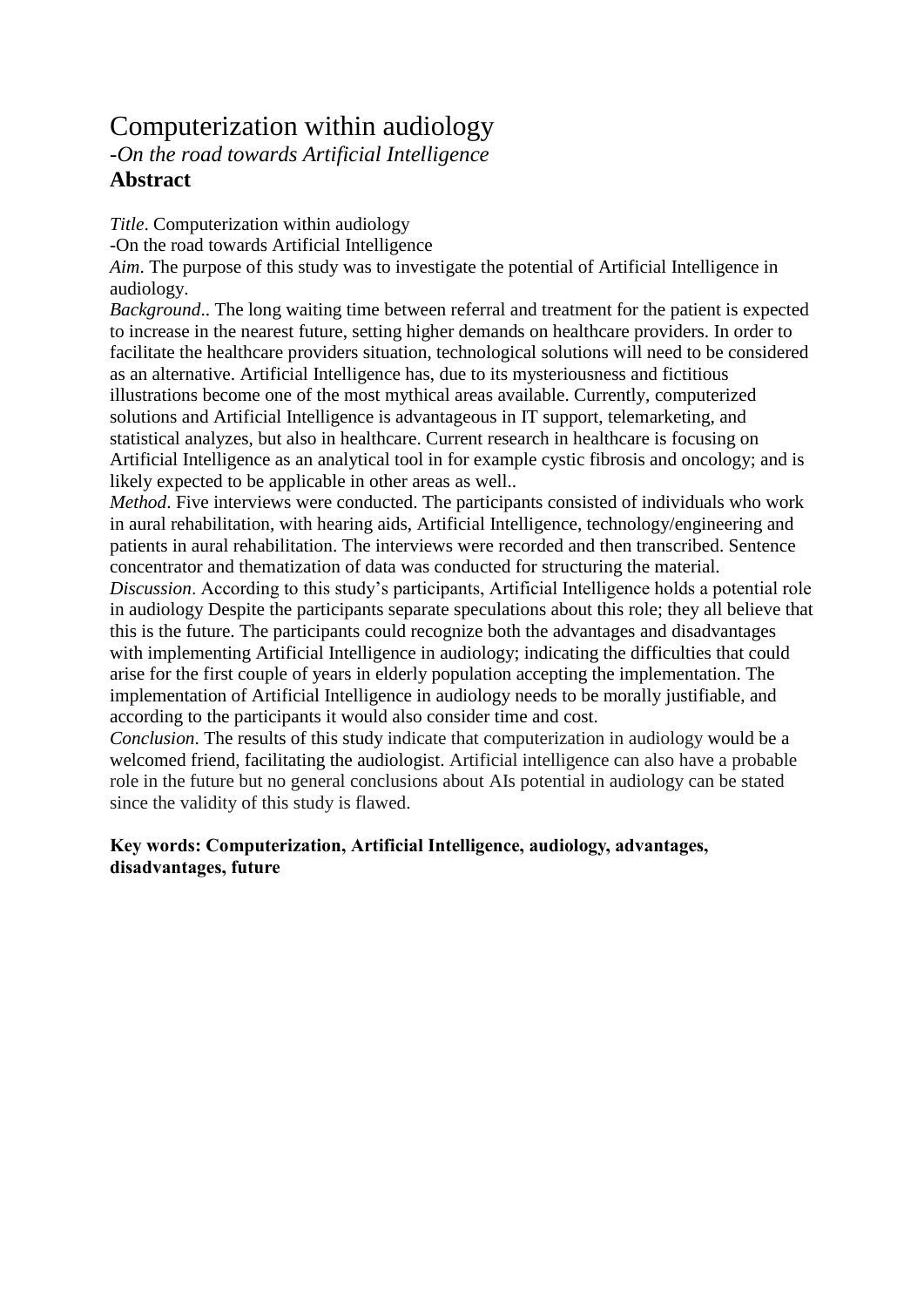# Computerization within audiology

*-On the road towards Artificial Intelligence*

## Abstract

*Title*. Computerization within audiology
-On the road towards Artificial Intelligence

*Aim*. The purpose of this study was to investigate the potential of Artificial Intelligence in audiology.

*Background*.. The long waiting time between referral and treatment for the patient is expected to increase in the nearest future, setting higher demands on healthcare providers. In order to facilitate the healthcare providers situation, technological solutions will need to be considered as an alternative. Artificial Intelligence has, due to its mysteriousness and fictitious illustrations become one of the most mythical areas available. Currently, computerized solutions and Artificial Intelligence is advantageous in IT support, telemarketing, and statistical analyzes, but also in healthcare. Current research in healthcare is focusing on Artificial Intelligence as an analytical tool in for example cystic fibrosis and oncology; and is likely expected to be applicable in other areas as well..

*Method*. Five interviews were conducted. The participants consisted of individuals who work in aural rehabilitation, with hearing aids, Artificial Intelligence, technology/engineering and patients in aural rehabilitation. The interviews were recorded and then transcribed. Sentence concentrator and thematization of data was conducted for structuring the material.

*Discussion*. According to this study's participants, Artificial Intelligence holds a potential role in audiology Despite the participants separate speculations about this role; they all believe that this is the future. The participants could recognize both the advantages and disadvantages with implementing Artificial Intelligence in audiology; indicating the difficulties that could arise for the first couple of years in elderly population accepting the implementation. The implementation of Artificial Intelligence in audiology needs to be morally justifiable, and according to the participants it would also consider time and cost.

*Conclusion*. The results of this study indicate that computerization in audiology would be a welcomed friend, facilitating the audiologist. Artificial intelligence can also have a probable role in the future but no general conclusions about AIs potential in audiology can be stated since the validity of this study is flawed.

**Key words: Computerization, Artificial Intelligence, audiology, advantages, disadvantages, future**